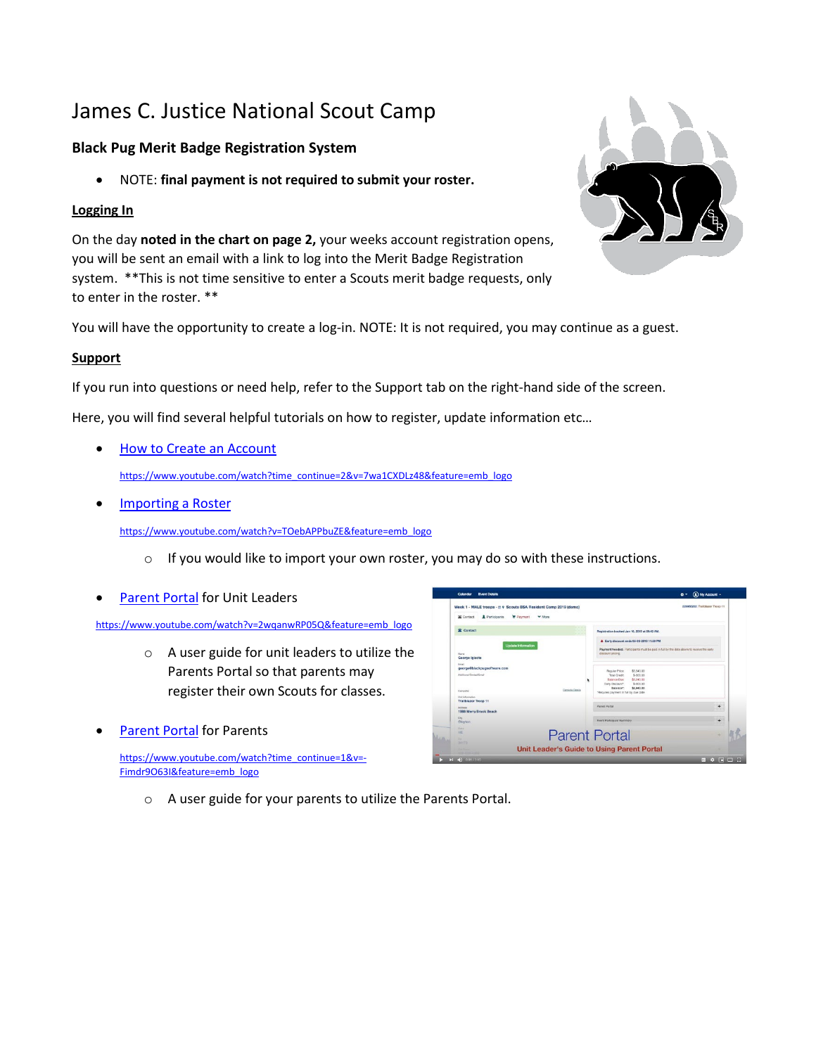# James C. Justice National Scout Camp

### Black Pug Merit Badge Registration System

- NOTE: **final payment is not required to submit your roster.**

**Logging In**

On the day **noted in the chart on page 2,** your weeks account registration opens, you will be sent an email with a link to log into the Merit Badge Registration system. **This is not time sensitive to enter a Scouts merit badge requests, only to enter in the roster. **

You will have the opportunity to create a log-in. NOTE: It is not required, you may continue as a guest.

**Support**

If you run into questions or need help, refer to the Support tab on the right-hand side of the screen.

Here, you will find several helpful tutorials on how to register, update information etc…

- How to Create an Account

  https://www.youtube.com/watch?time_continue=2&v=7wa1CXDLz48&feature=emb_logo

- Importing a Roster

  https://www.youtube.com/watch?v=TOebAPPbuZE&feature=emb_logo

  - If you would like to import your own roster, you may do so with these instructions.

- Parent Portal for Unit Leaders

  https://www.youtube.com/watch?v=2wqanwRP05Q&feature=emb_logo

  - A user guide for unit leaders to utilize the Parents Portal so that parents may register their own Scouts for classes.

- Parent Portal for Parents

  https://www.youtube.com/watch?time_continue=1&v=-Fimdr9O63I&feature=emb_logo

  - A user guide for your parents to utilize the Parents Portal.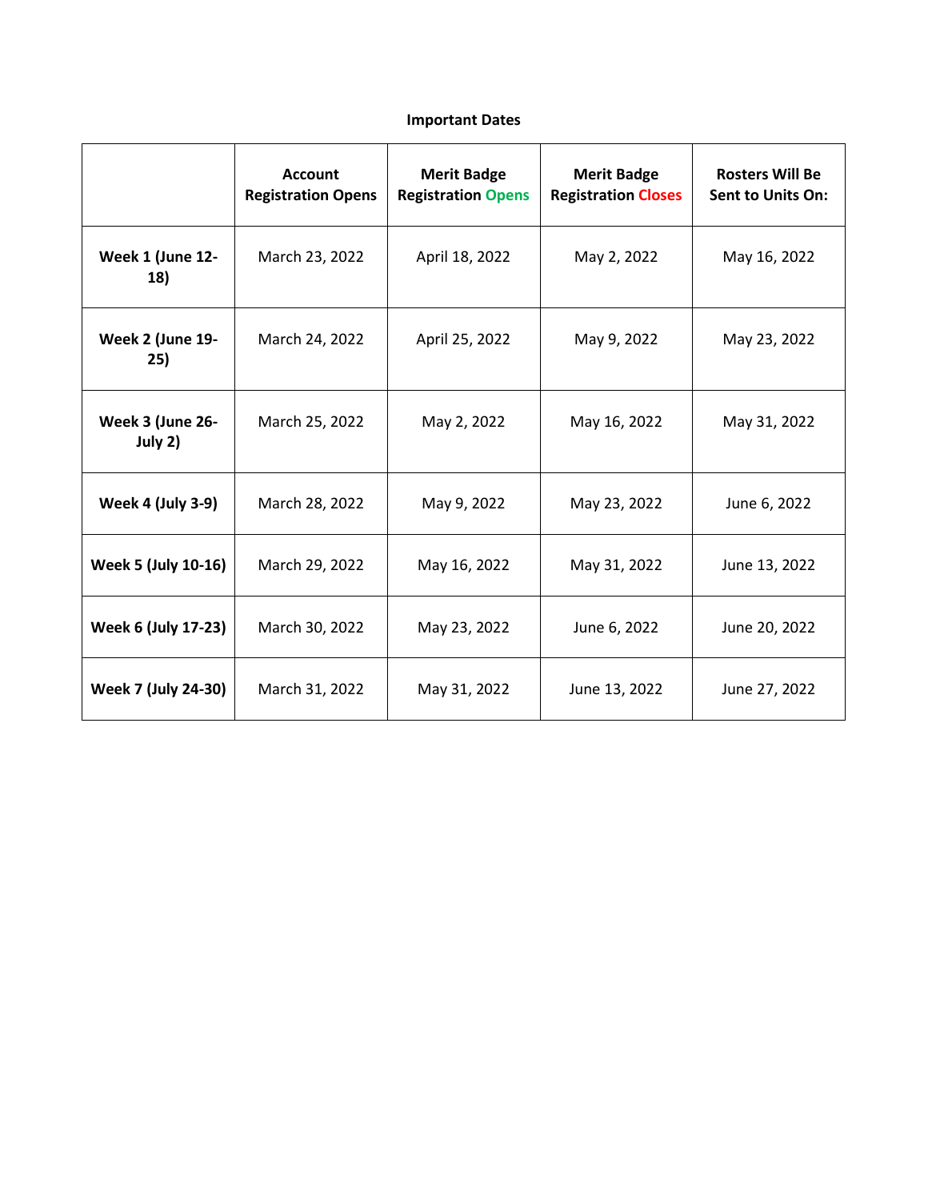**Important Dates**

| | Account Registration Opens | Merit Badge Registration Opens | Merit Badge Registration Closes | Rosters Will Be Sent to Units On: |
|---|---|---|---|---|
| **Week 1 (June 12-18)** | March 23, 2022 | April 18, 2022 | May 2, 2022 | May 16, 2022 |
| **Week 2 (June 19-25)** | March 24, 2022 | April 25, 2022 | May 9, 2022 | May 23, 2022 |
| **Week 3 (June 26-July 2)** | March 25, 2022 | May 2, 2022 | May 16, 2022 | May 31, 2022 |
| **Week 4 (July 3-9)** | March 28, 2022 | May 9, 2022 | May 23, 2022 | June 6, 2022 |
| **Week 5 (July 10-16)** | March 29, 2022 | May 16, 2022 | May 31, 2022 | June 13, 2022 |
| **Week 6 (July 17-23)** | March 30, 2022 | May 23, 2022 | June 6, 2022 | June 20, 2022 |
| **Week 7 (July 24-30)** | March 31, 2022 | May 31, 2022 | June 13, 2022 | June 27, 2022 |